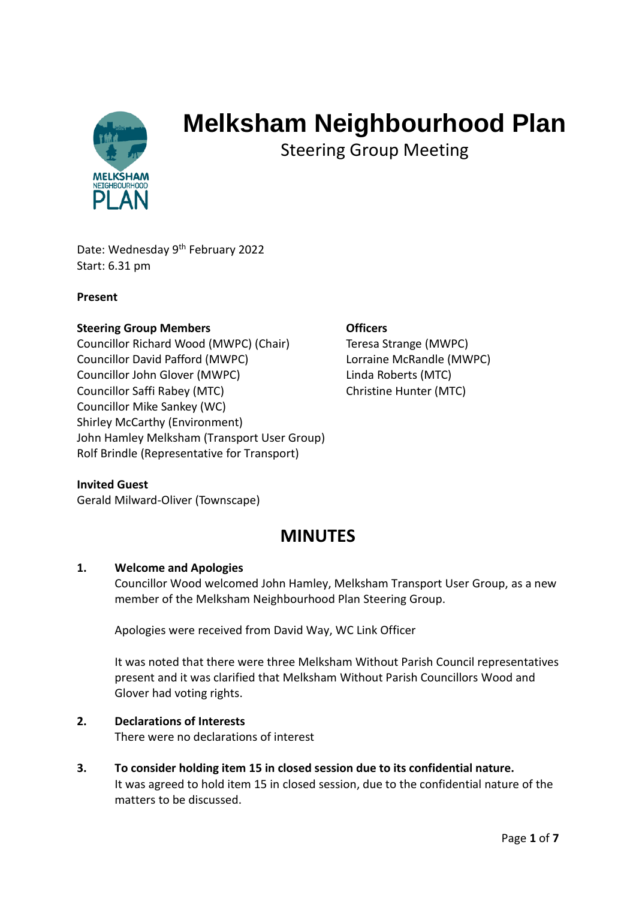# Melksham Neighbourhood Plan

## Steering Group Meeting

Date: Wednesday 9th February 2022
Start: 6.31 pm

**Present**

**Steering Group Members**
Councillor Richard Wood (MWPC) (Chair)
Councillor David Pafford (MWPC)
Councillor John Glover (MWPC)
Councillor Saffi Rabey (MTC)
Councillor Mike Sankey (WC)
Shirley McCarthy (Environment)
John Hamley Melksham (Transport User Group)
Rolf Brindle (Representative for Transport)

**Officers**
Teresa Strange (MWPC)
Lorraine McRandle (MWPC)
Linda Roberts (MTC)
Christine Hunter (MTC)

**Invited Guest**
Gerald Milward-Oliver (Townscape)

## MINUTES

**1. Welcome and Apologies**

Councillor Wood welcomed John Hamley, Melksham Transport User Group, as a new member of the Melksham Neighbourhood Plan Steering Group.

Apologies were received from David Way, WC Link Officer

It was noted that there were three Melksham Without Parish Council representatives present and it was clarified that Melksham Without Parish Councillors Wood and Glover had voting rights.

**2. Declarations of Interests**

There were no declarations of interest

**3. To consider holding item 15 in closed session due to its confidential nature.**

It was agreed to hold item 15 in closed session, due to the confidential nature of the matters to be discussed.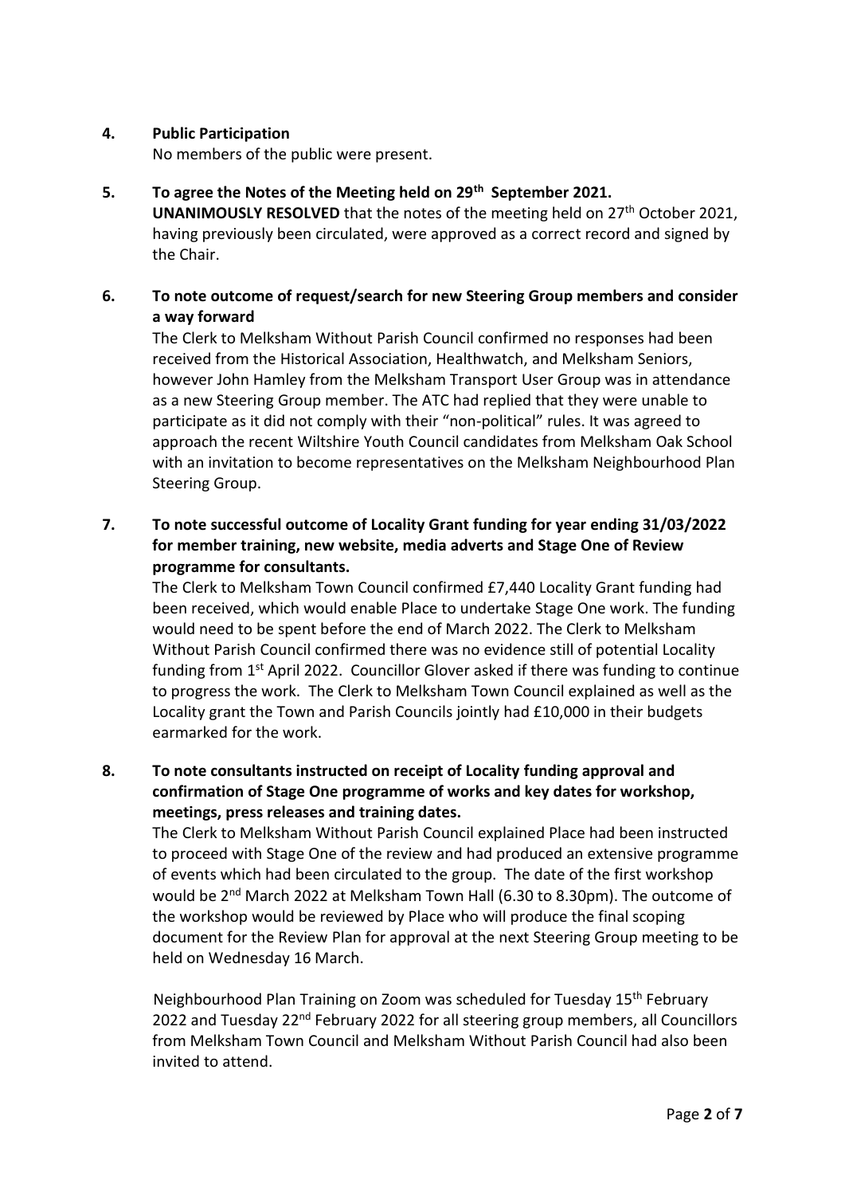**4. Public Participation**

No members of the public were present.

**5. To agree the Notes of the Meeting held on 29th September 2021.**

**UNANIMOUSLY RESOLVED** that the notes of the meeting held on 27th October 2021, having previously been circulated, were approved as a correct record and signed by the Chair.

**6. To note outcome of request/search for new Steering Group members and consider a way forward**

The Clerk to Melksham Without Parish Council confirmed no responses had been received from the Historical Association, Healthwatch, and Melksham Seniors, however John Hamley from the Melksham Transport User Group was in attendance as a new Steering Group member. The ATC had replied that they were unable to participate as it did not comply with their "non-political" rules. It was agreed to approach the recent Wiltshire Youth Council candidates from Melksham Oak School with an invitation to become representatives on the Melksham Neighbourhood Plan Steering Group.

**7. To note successful outcome of Locality Grant funding for year ending 31/03/2022 for member training, new website, media adverts and Stage One of Review programme for consultants.**

The Clerk to Melksham Town Council confirmed £7,440 Locality Grant funding had been received, which would enable Place to undertake Stage One work. The funding would need to be spent before the end of March 2022. The Clerk to Melksham Without Parish Council confirmed there was no evidence still of potential Locality funding from 1st April 2022. Councillor Glover asked if there was funding to continue to progress the work. The Clerk to Melksham Town Council explained as well as the Locality grant the Town and Parish Councils jointly had £10,000 in their budgets earmarked for the work.

**8. To note consultants instructed on receipt of Locality funding approval and confirmation of Stage One programme of works and key dates for workshop, meetings, press releases and training dates.**

The Clerk to Melksham Without Parish Council explained Place had been instructed to proceed with Stage One of the review and had produced an extensive programme of events which had been circulated to the group. The date of the first workshop would be 2nd March 2022 at Melksham Town Hall (6.30 to 8.30pm). The outcome of the workshop would be reviewed by Place who will produce the final scoping document for the Review Plan for approval at the next Steering Group meeting to be held on Wednesday 16 March.

Neighbourhood Plan Training on Zoom was scheduled for Tuesday 15th February 2022 and Tuesday 22nd February 2022 for all steering group members, all Councillors from Melksham Town Council and Melksham Without Parish Council had also been invited to attend.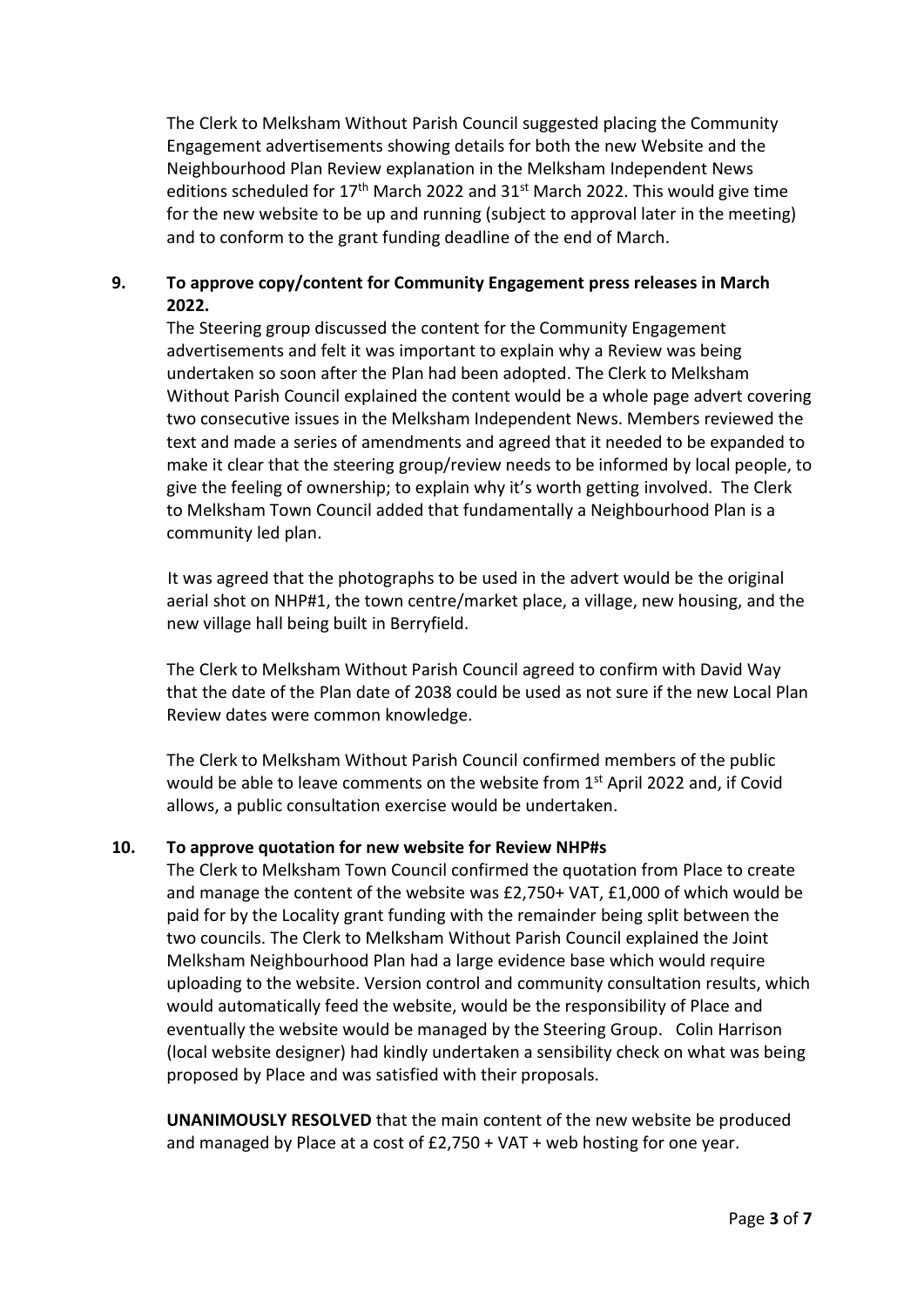The Clerk to Melksham Without Parish Council suggested placing the Community Engagement advertisements showing details for both the new Website and the Neighbourhood Plan Review explanation in the Melksham Independent News editions scheduled for 17th March 2022 and 31st March 2022. This would give time for the new website to be up and running (subject to approval later in the meeting) and to conform to the grant funding deadline of the end of March.

**9. To approve copy/content for Community Engagement press releases in March 2022.**

The Steering group discussed the content for the Community Engagement advertisements and felt it was important to explain why a Review was being undertaken so soon after the Plan had been adopted. The Clerk to Melksham Without Parish Council explained the content would be a whole page advert covering two consecutive issues in the Melksham Independent News. Members reviewed the text and made a series of amendments and agreed that it needed to be expanded to make it clear that the steering group/review needs to be informed by local people, to give the feeling of ownership; to explain why it's worth getting involved. The Clerk to Melksham Town Council added that fundamentally a Neighbourhood Plan is a community led plan.

It was agreed that the photographs to be used in the advert would be the original aerial shot on NHP#1, the town centre/market place, a village, new housing, and the new village hall being built in Berryfield.

The Clerk to Melksham Without Parish Council agreed to confirm with David Way that the date of the Plan date of 2038 could be used as not sure if the new Local Plan Review dates were common knowledge.

The Clerk to Melksham Without Parish Council confirmed members of the public would be able to leave comments on the website from 1st April 2022 and, if Covid allows, a public consultation exercise would be undertaken.

**10. To approve quotation for new website for Review NHP#s**

The Clerk to Melksham Town Council confirmed the quotation from Place to create and manage the content of the website was £2,750+ VAT, £1,000 of which would be paid for by the Locality grant funding with the remainder being split between the two councils. The Clerk to Melksham Without Parish Council explained the Joint Melksham Neighbourhood Plan had a large evidence base which would require uploading to the website. Version control and community consultation results, which would automatically feed the website, would be the responsibility of Place and eventually the website would be managed by the Steering Group. Colin Harrison (local website designer) had kindly undertaken a sensibility check on what was being proposed by Place and was satisfied with their proposals.

**UNANIMOUSLY RESOLVED** that the main content of the new website be produced and managed by Place at a cost of £2,750 + VAT + web hosting for one year.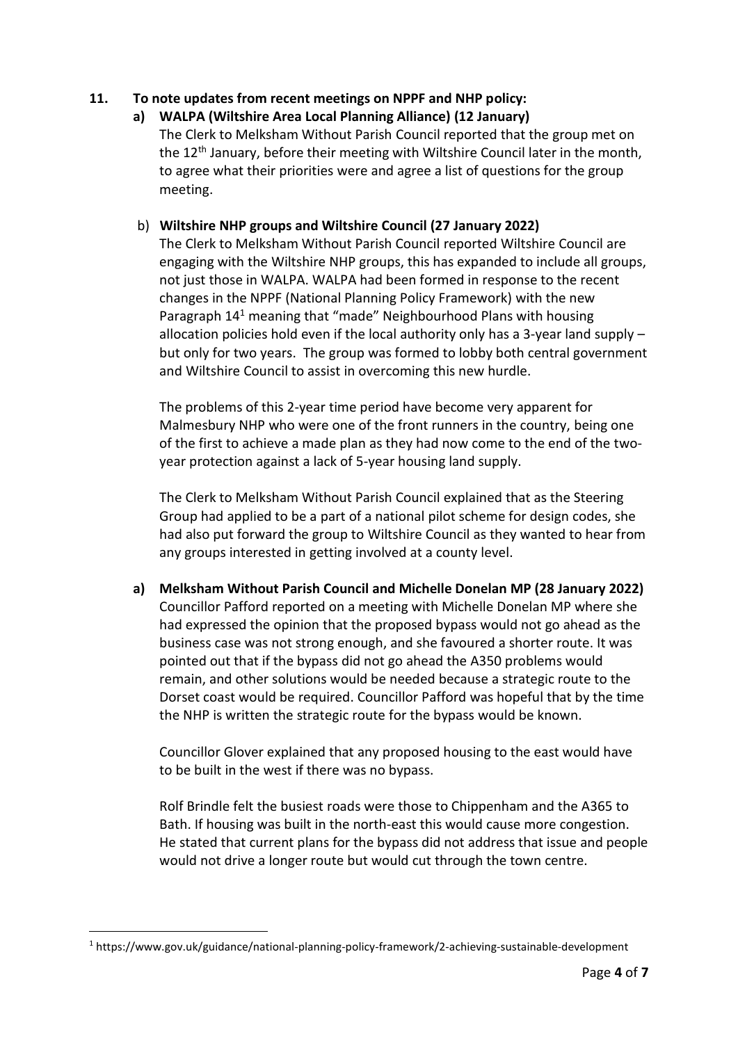**11. To note updates from recent meetings on NPPF and NHP policy:**

**a) WALPA (Wiltshire Area Local Planning Alliance) (12 January)**

The Clerk to Melksham Without Parish Council reported that the group met on the 12th January, before their meeting with Wiltshire Council later in the month, to agree what their priorities were and agree a list of questions for the group meeting.

b) **Wiltshire NHP groups and Wiltshire Council (27 January 2022)**

The Clerk to Melksham Without Parish Council reported Wiltshire Council are engaging with the Wiltshire NHP groups, this has expanded to include all groups, not just those in WALPA. WALPA had been formed in response to the recent changes in the NPPF (National Planning Policy Framework) with the new Paragraph 14[1] meaning that "made" Neighbourhood Plans with housing allocation policies hold even if the local authority only has a 3-year land supply – but only for two years. The group was formed to lobby both central government and Wiltshire Council to assist in overcoming this new hurdle.

The problems of this 2-year time period have become very apparent for Malmesbury NHP who were one of the front runners in the country, being one of the first to achieve a made plan as they had now come to the end of the two-year protection against a lack of 5-year housing land supply.

The Clerk to Melksham Without Parish Council explained that as the Steering Group had applied to be a part of a national pilot scheme for design codes, she had also put forward the group to Wiltshire Council as they wanted to hear from any groups interested in getting involved at a county level.

**a) Melksham Without Parish Council and Michelle Donelan MP (28 January 2022)**

Councillor Pafford reported on a meeting with Michelle Donelan MP where she had expressed the opinion that the proposed bypass would not go ahead as the business case was not strong enough, and she favoured a shorter route. It was pointed out that if the bypass did not go ahead the A350 problems would remain, and other solutions would be needed because a strategic route to the Dorset coast would be required. Councillor Pafford was hopeful that by the time the NHP is written the strategic route for the bypass would be known.

Councillor Glover explained that any proposed housing to the east would have to be built in the west if there was no bypass.

Rolf Brindle felt the busiest roads were those to Chippenham and the A365 to Bath. If housing was built in the north-east this would cause more congestion. He stated that current plans for the bypass did not address that issue and people would not drive a longer route but would cut through the town centre.

---

[1] https://www.gov.uk/guidance/national-planning-policy-framework/2-achieving-sustainable-development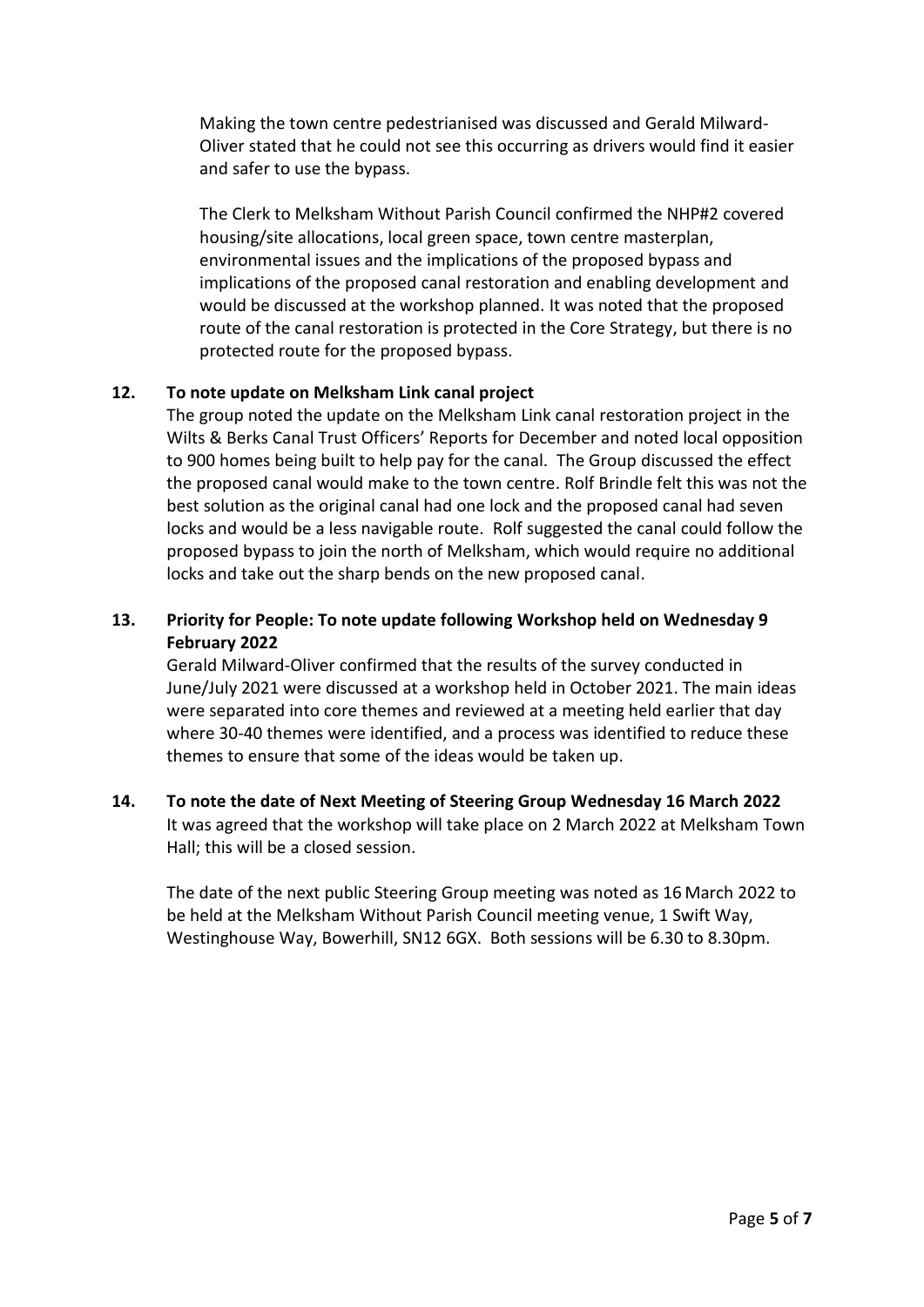Making the town centre pedestrianised was discussed and Gerald Milward-Oliver stated that he could not see this occurring as drivers would find it easier and safer to use the bypass.

The Clerk to Melksham Without Parish Council confirmed the NHP#2 covered housing/site allocations, local green space, town centre masterplan, environmental issues and the implications of the proposed bypass and implications of the proposed canal restoration and enabling development and would be discussed at the workshop planned. It was noted that the proposed route of the canal restoration is protected in the Core Strategy, but there is no protected route for the proposed bypass.

**12. To note update on Melksham Link canal project**

The group noted the update on the Melksham Link canal restoration project in the Wilts & Berks Canal Trust Officers' Reports for December and noted local opposition to 900 homes being built to help pay for the canal. The Group discussed the effect the proposed canal would make to the town centre. Rolf Brindle felt this was not the best solution as the original canal had one lock and the proposed canal had seven locks and would be a less navigable route. Rolf suggested the canal could follow the proposed bypass to join the north of Melksham, which would require no additional locks and take out the sharp bends on the new proposed canal.

**13. Priority for People: To note update following Workshop held on Wednesday 9 February 2022**

Gerald Milward-Oliver confirmed that the results of the survey conducted in June/July 2021 were discussed at a workshop held in October 2021. The main ideas were separated into core themes and reviewed at a meeting held earlier that day where 30-40 themes were identified, and a process was identified to reduce these themes to ensure that some of the ideas would be taken up.

**14. To note the date of Next Meeting of Steering Group Wednesday 16 March 2022**

It was agreed that the workshop will take place on 2 March 2022 at Melksham Town Hall; this will be a closed session.

The date of the next public Steering Group meeting was noted as 16 March 2022 to be held at the Melksham Without Parish Council meeting venue, 1 Swift Way, Westinghouse Way, Bowerhill, SN12 6GX. Both sessions will be 6.30 to 8.30pm.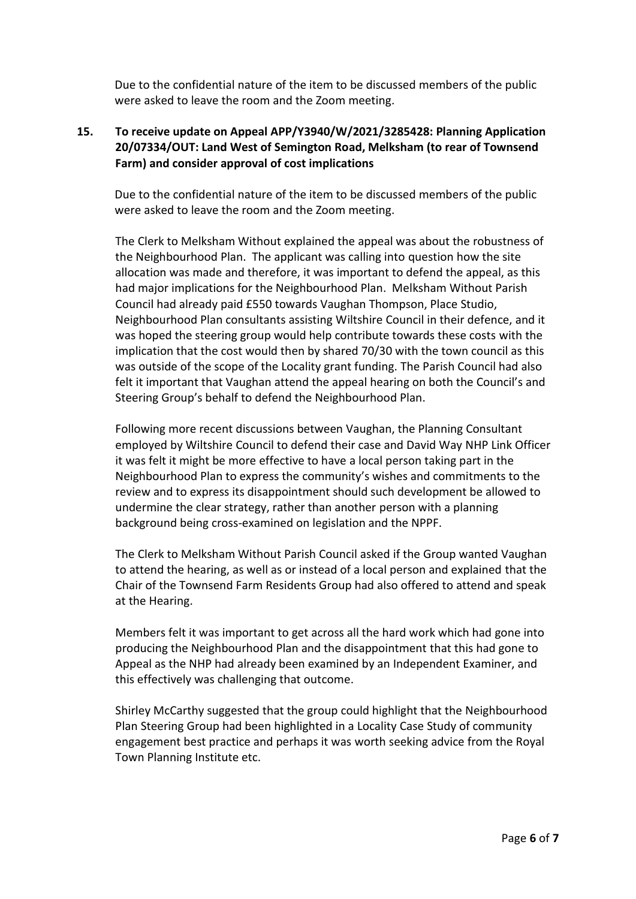Due to the confidential nature of the item to be discussed members of the public were asked to leave the room and the Zoom meeting.

**15. To receive update on Appeal APP/Y3940/W/2021/3285428: Planning Application 20/07334/OUT: Land West of Semington Road, Melksham (to rear of Townsend Farm) and consider approval of cost implications**

Due to the confidential nature of the item to be discussed members of the public were asked to leave the room and the Zoom meeting.

The Clerk to Melksham Without explained the appeal was about the robustness of the Neighbourhood Plan. The applicant was calling into question how the site allocation was made and therefore, it was important to defend the appeal, as this had major implications for the Neighbourhood Plan. Melksham Without Parish Council had already paid £550 towards Vaughan Thompson, Place Studio, Neighbourhood Plan consultants assisting Wiltshire Council in their defence, and it was hoped the steering group would help contribute towards these costs with the implication that the cost would then by shared 70/30 with the town council as this was outside of the scope of the Locality grant funding. The Parish Council had also felt it important that Vaughan attend the appeal hearing on both the Council's and Steering Group's behalf to defend the Neighbourhood Plan.

Following more recent discussions between Vaughan, the Planning Consultant employed by Wiltshire Council to defend their case and David Way NHP Link Officer it was felt it might be more effective to have a local person taking part in the Neighbourhood Plan to express the community's wishes and commitments to the review and to express its disappointment should such development be allowed to undermine the clear strategy, rather than another person with a planning background being cross-examined on legislation and the NPPF.

The Clerk to Melksham Without Parish Council asked if the Group wanted Vaughan to attend the hearing, as well as or instead of a local person and explained that the Chair of the Townsend Farm Residents Group had also offered to attend and speak at the Hearing.

Members felt it was important to get across all the hard work which had gone into producing the Neighbourhood Plan and the disappointment that this had gone to Appeal as the NHP had already been examined by an Independent Examiner, and this effectively was challenging that outcome.

Shirley McCarthy suggested that the group could highlight that the Neighbourhood Plan Steering Group had been highlighted in a Locality Case Study of community engagement best practice and perhaps it was worth seeking advice from the Royal Town Planning Institute etc.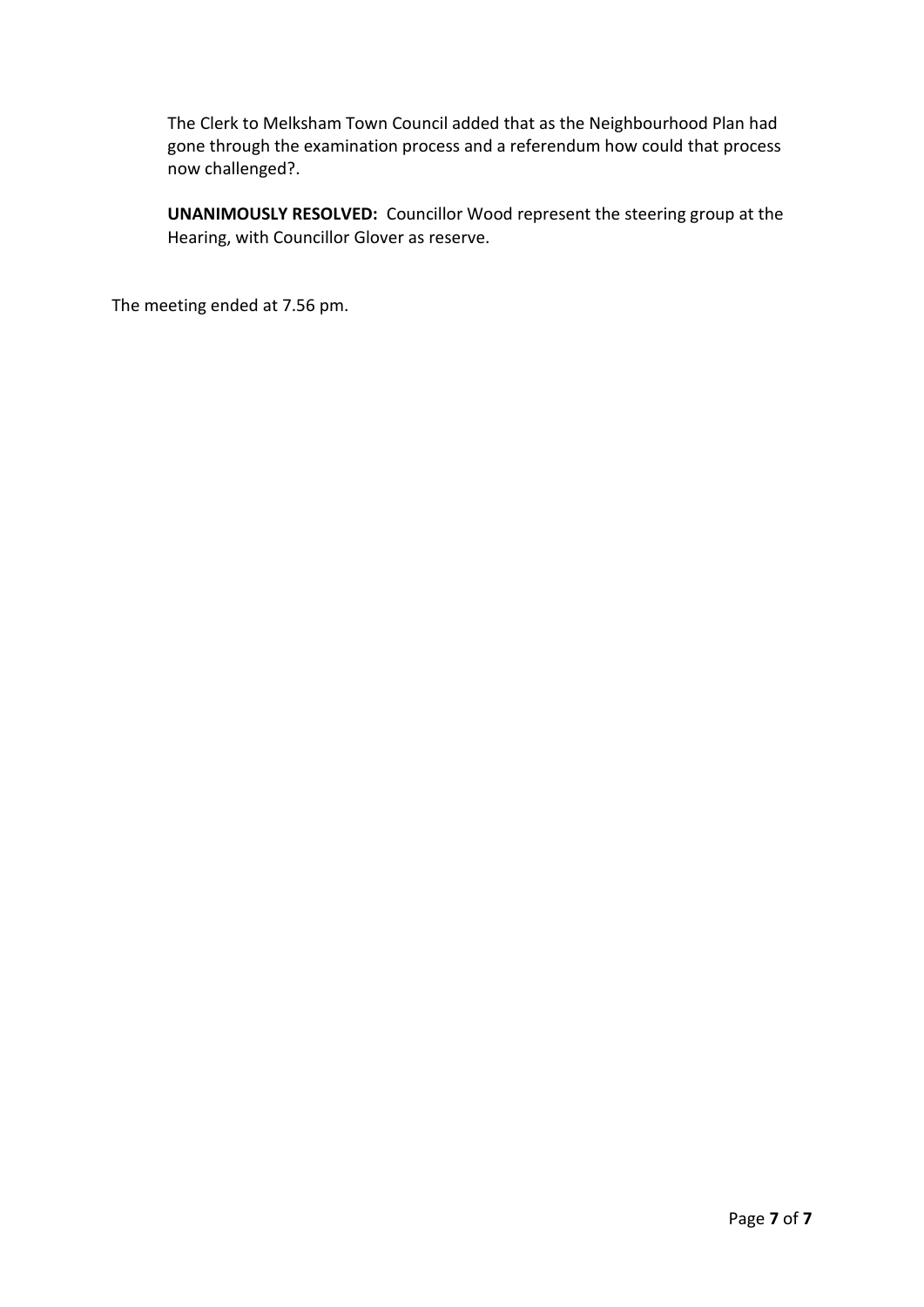The Clerk to Melksham Town Council added that as the Neighbourhood Plan had gone through the examination process and a referendum how could that process now challenged?.

**UNANIMOUSLY RESOLVED:** Councillor Wood represent the steering group at the Hearing, with Councillor Glover as reserve.

The meeting ended at 7.56 pm.